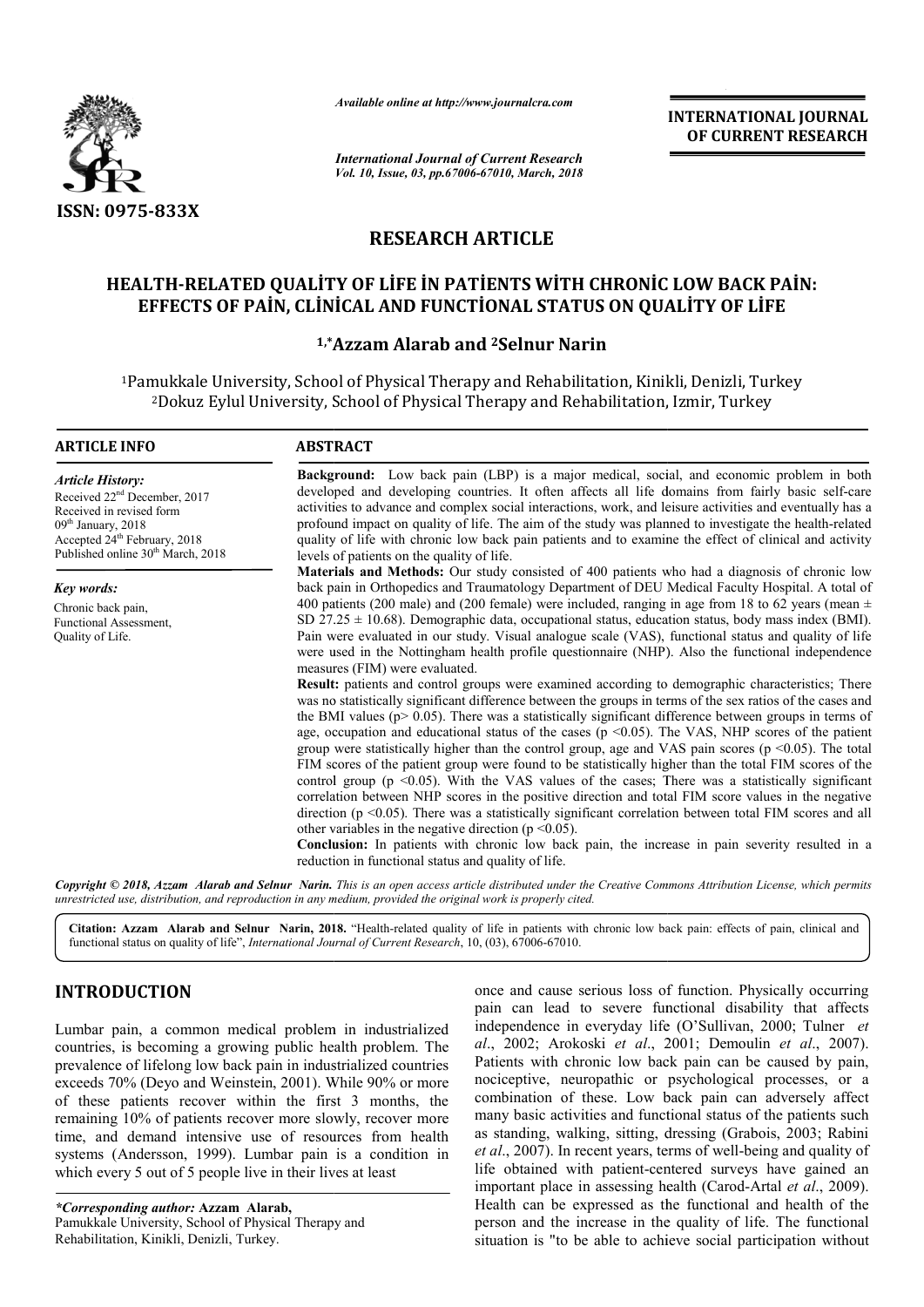*Available online at http://www.journalcra.com*

*International Journal of Current Research*
*Vol. 10, Issue, 03, pp.67006-67010, March, 2018*

**INTERNATIONAL JOURNAL OF CURRENT RESEARCH**

ISSN: 0975-833X

# RESEARCH ARTICLE

## HEALTH-RELATED QUALİTY OF LİFE İN PATİENTS WİTH CHRONİC LOW BACK PAİN: EFFECTS OF PAİN, CLİNİCAL AND FUNCTİONAL STATUS ON QUALİTY OF LİFE

**[1,*]Azzam Alarab and [2]Selnur Narin**

[1]Pamukkale University, School of Physical Therapy and Rehabilitation, Kinikli, Denizli, Turkey
[2]Dokuz Eylul University, School of Physical Therapy and Rehabilitation, Izmir, Turkey

### ARTICLE INFO

*Article History:*
Received 22nd December, 2017
Received in revised form
09th January, 2018
Accepted 24th February, 2018
Published online 30th March, 2018

*Key words:*
Chronic back pain,
Functional Assessment,
Quality of Life.

### ABSTRACT

**Background:** Low back pain (LBP) is a major medical, social, and economic problem in both developed and developing countries. It often affects all life domains from fairly basic self-care activities to advance and complex social interactions, work, and leisure activities and eventually has a profound impact on quality of life. The aim of the study was planned to investigate the health-related quality of life with chronic low back pain patients and to examine the effect of clinical and activity levels of patients on the quality of life.

**Materials and Methods:** Our study consisted of 400 patients who had a diagnosis of chronic low back pain in Orthopedics and Traumatology Department of DEU Medical Faculty Hospital. A total of 400 patients (200 male) and (200 female) were included, ranging in age from 18 to 62 years (mean ± SD 27.25 ± 10.68). Demographic data, occupational status, education status, body mass index (BMI). Pain were evaluated in our study. Visual analogue scale (VAS), functional status and quality of life were used in the Nottingham health profile questionnaire (NHP). Also the functional independence measures (FIM) were evaluated.

**Result:** patients and control groups were examined according to demographic characteristics; There was no statistically significant difference between the groups in terms of the sex ratios of the cases and the BMI values ($p > 0.05$). There was a statistically significant difference between groups in terms of age, occupation and educational status of the cases ($p < 0.05$). The VAS, NHP scores of the patient group were statistically higher than the control group, age and VAS pain scores ($p < 0.05$). The total FIM scores of the patient group were found to be statistically higher than the total FIM scores of the control group ($p < 0.05$). With the VAS values of the cases; There was a statistically significant correlation between NHP scores in the positive direction and total FIM score values in the negative direction ($p < 0.05$). There was a statistically significant correlation between total FIM scores and all other variables in the negative direction ($p < 0.05$).

**Conclusion:** In patients with chronic low back pain, the increase in pain severity resulted in a reduction in functional status and quality of life.

*Copyright © 2018, Azzam Alarab and Selnur Narin. This is an open access article distributed under the Creative Commons Attribution License, which permits unrestricted use, distribution, and reproduction in any medium, provided the original work is properly cited.*

**Citation: Azzam Alarab and Selnur Narin, 2018.** "Health-related quality of life in patients with chronic low back pain: effects of pain, clinical and functional status on quality of life", *International Journal of Current Research*, 10, (03), 67006-67010.

## INTRODUCTION

Lumbar pain, a common medical problem in industrialized countries, is becoming a growing public health problem. The prevalence of lifelong low back pain in industrialized countries exceeds 70% (Deyo and Weinstein, 2001). While 90% or more of these patients recover within the first 3 months, the remaining 10% of patients recover more slowly, recover more time, and demand intensive use of resources from health systems (Andersson, 1999). Lumbar pain is a condition in which every 5 out of 5 people live in their lives at least once and cause serious loss of function. Physically occurring pain can lead to severe functional disability that affects independence in everyday life (O'Sullivan, 2000; Tulner *et al*., 2002; Arokoski *et al*., 2001; Demoulin *et al*., 2007). Patients with chronic low back pain can be caused by pain, nociceptive, neuropathic or psychological processes, or a combination of these. Low back pain can adversely affect many basic activities and functional status of the patients such as standing, walking, sitting, dressing (Grabois, 2003; Rabini *et al*., 2007). In recent years, terms of well-being and quality of life obtained with patient-centered surveys have gained an important place in assessing health (Carod-Artal *et al*., 2009). Health can be expressed as the functional and health of the person and the increase in the quality of life. The functional situation is "to be able to achieve social participation without

*\*Corresponding author:* **Azzam Alarab,**
Pamukkale University, School of Physical Therapy and Rehabilitation, Kinikli, Denizli, Turkey.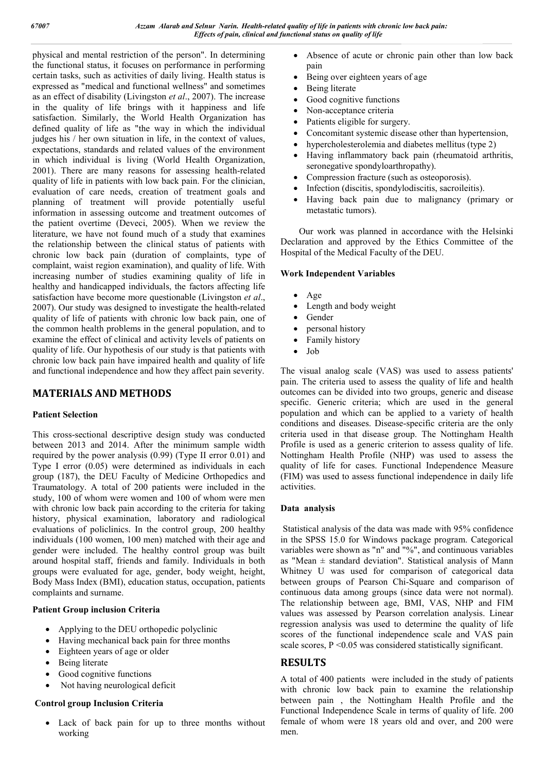physical and mental restriction of the person". In determining the functional status, it focuses on performance in performing certain tasks, such as activities of daily living. Health status is expressed as "medical and functional wellness" and sometimes as an effect of disability (Livingston *et al*., 2007). The increase in the quality of life brings with it happiness and life satisfaction. Similarly, the World Health Organization has defined quality of life as "the way in which the individual judges his / her own situation in life, in the context of values, expectations, standards and related values of the environment in which individual is living (World Health Organization, 2001). There are many reasons for assessing health-related quality of life in patients with low back pain. For the clinician, evaluation of care needs, creation of treatment goals and planning of treatment will provide potentially useful information in assessing outcome and treatment outcomes of the patient overtime (Deveci, 2005). When we review the literature, we have not found much of a study that examines the relationship between the clinical status of patients with chronic low back pain (duration of complaints, type of complaint, waist region examination), and quality of life. With increasing number of studies examining quality of life in healthy and handicapped individuals, the factors affecting life satisfaction have become more questionable (Livingston *et al*., 2007). Our study was designed to investigate the health-related quality of life of patients with chronic low back pain, one of the common health problems in the general population, and to examine the effect of clinical and activity levels of patients on quality of life. Our hypothesis of our study is that patients with chronic low back pain have impaired health and quality of life and functional independence and how they affect pain severity.

## MATERIALS AND METHODS

### Patient Selection

This cross-sectional descriptive design study was conducted between 2013 and 2014. After the minimum sample width required by the power analysis (0.99) (Type II error 0.01) and Type I error (0.05) were determined as individuals in each group (187), the DEU Faculty of Medicine Orthopedics and Traumatology. A total of 200 patients were included in the study, 100 of whom were women and 100 of whom were men with chronic low back pain according to the criteria for taking history, physical examination, laboratory and radiological evaluations of policlinics. In the control group, 200 healthy individuals (100 women, 100 men) matched with their age and gender were included. The healthy control group was built around hospital staff, friends and family. Individuals in both groups were evaluated for age, gender, body weight, height, Body Mass Index (BMI), education status, occupation, patients complaints and surname.

### Patient Group inclusion Criteria

- Applying to the DEU orthopedic polyclinic
- Having mechanical back pain for three months
- Eighteen years of age or older
- Being literate
- Good cognitive functions
- Not having neurological deficit

### Control group Inclusion Criteria

- Lack of back pain for up to three months without working
- Absence of acute or chronic pain other than low back pain
- Being over eighteen years of age
- Being literate
- Good cognitive functions
- Non-acceptance criteria
- Patients eligible for surgery.
- Concomitant systemic disease other than hypertension,
- hypercholesterolemia and diabetes mellitus (type 2)
- Having inflammatory back pain (rheumatoid arthritis, seronegative spondyloarthropathy).
- Compression fracture (such as osteoporosis).
- Infection (discitis, spondylodiscitis, sacroileitis).
- Having back pain due to malignancy (primary or metastatic tumors).

Our work was planned in accordance with the Helsinki Declaration and approved by the Ethics Committee of the Hospital of the Medical Faculty of the DEU.

### Work Independent Variables

- Age
- Length and body weight
- Gender
- personal history
- Family history
- Job

The visual analog scale (VAS) was used to assess patients' pain. The criteria used to assess the quality of life and health outcomes can be divided into two groups, generic and disease specific. Generic criteria; which are used in the general population and which can be applied to a variety of health conditions and diseases. Disease-specific criteria are the only criteria used in that disease group. The Nottingham Health Profile is used as a generic criterion to assess quality of life. Nottingham Health Profile (NHP) was used to assess the quality of life for cases. Functional Independence Measure (FIM) was used to assess functional independence in daily life activities.

### Data analysis

Statistical analysis of the data was made with 95% confidence in the SPSS 15.0 for Windows package program. Categorical variables were shown as "n" and "%", and continuous variables as "Mean ± standard deviation". Statistical analysis of Mann Whitney U was used for comparison of categorical data between groups of Pearson Chi-Square and comparison of continuous data among groups (since data were not normal). The relationship between age, BMI, VAS, NHP and FIM values was assessed by Pearson correlation analysis. Linear regression analysis was used to determine the quality of life scores of the functional independence scale and VAS pain scale scores, $P < 0.05$ was considered statistically significant.

## RESULTS

A total of 400 patients were included in the study of patients with chronic low back pain to examine the relationship between pain , the Nottingham Health Profile and the Functional Independence Scale in terms of quality of life. 200 female of whom were 18 years old and over, and 200 were men.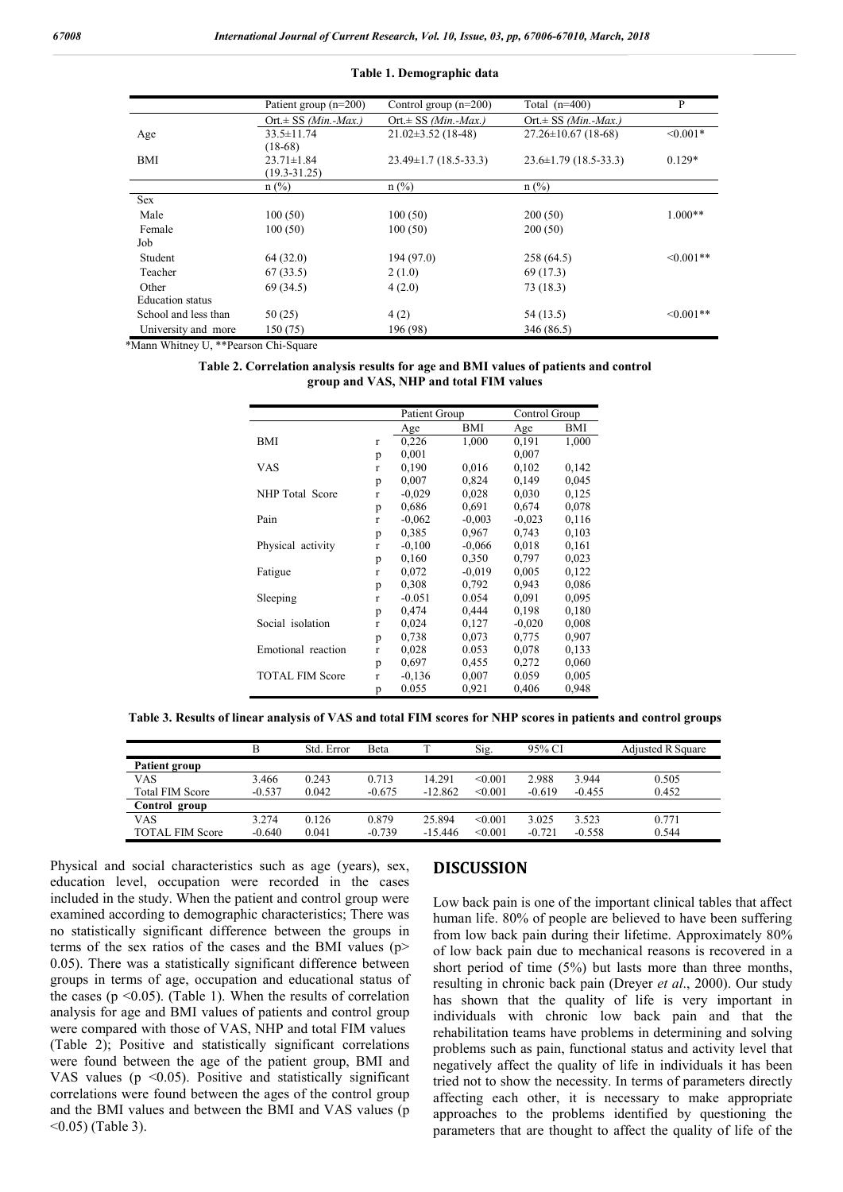**Table 1. Demographic data**

| | Patient group (n=200) | Control group (n=200) | Total (n=400) | P |
|---|---|---|---|---|
| | Ort.± SS *(Min.-Max.)* | Ort.± SS *(Min.-Max.)* | Ort.± SS *(Min.-Max.)* | |
| Age | 33.5±11.74 (18-68) | 21.02±3.52 (18-48) | 27.26±10.67 (18-68) | <0.001* |
| BMI | 23.71±1.84 (19.3-31.25) | 23.49±1.7 (18.5-33.3) | 23.6±1.79 (18.5-33.3) | 0.129* |
| | n (%) | n (%) | n (%) | |
| Sex | | | | |
| Male | 100 (50) | 100 (50) | 200 (50) | 1.000** |
| Female | 100 (50) | 100 (50) | 200 (50) | |
| Job | | | | |
| Student | 64 (32.0) | 194 (97.0) | 258 (64.5) | <0.001** |
| Teacher | 67 (33.5) | 2 (1.0) | 69 (17.3) | |
| Other | 69 (34.5) | 4 (2.0) | 73 (18.3) | |
| Education status | | | | |
| School and less than | 50 (25) | 4 (2) | 54 (13.5) | <0.001** |
| University and more | 150 (75) | 196 (98) | 346 (86.5) | |

*Mann Whitney U, **Pearson Chi-Square

**Table 2. Correlation analysis results for age and BMI values of patients and control group and VAS, NHP and total FIM values**

| | | Patient Group | | Control Group | |
|---|---|---|---|---|---|
| | | Age | BMI | Age | BMI |
| BMI | r | 0,226 | 1,000 | 0,191 | 1,000 |
| | p | 0,001 | | 0,007 | |
| VAS | r | 0,190 | 0,016 | 0,102 | 0,142 |
| | p | 0,007 | 0,824 | 0,149 | 0,045 |
| NHP Total Score | r | -0,029 | 0,028 | 0,030 | 0,125 |
| | p | 0,686 | 0,691 | 0,674 | 0,078 |
| Pain | r | -0,062 | -0,003 | -0,023 | 0,116 |
| | p | 0,385 | 0,967 | 0,743 | 0,103 |
| Physical activity | r | -0,100 | -0,066 | 0,018 | 0,161 |
| | p | 0,160 | 0,350 | 0,797 | 0,023 |
| Fatigue | r | 0,072 | -0,019 | 0,005 | 0,122 |
| | p | 0,308 | 0,792 | 0,943 | 0,086 |
| Sleeping | r | -0.051 | 0.054 | 0,091 | 0,095 |
| | p | 0,474 | 0,444 | 0,198 | 0,180 |
| Social isolation | r | 0,024 | 0,127 | -0,020 | 0,008 |
| | p | 0,738 | 0,073 | 0,775 | 0,907 |
| Emotional reaction | r | 0,028 | 0.053 | 0,078 | 0,133 |
| | p | 0,697 | 0,455 | 0,272 | 0,060 |
| TOTAL FIM Score | r | -0,136 | 0,007 | 0.059 | 0,005 |
| | p | 0.055 | 0,921 | 0,406 | 0,948 |

**Table 3. Results of linear analysis of VAS and total FIM scores for NHP scores in patients and control groups**

| | B | Std. Error | Beta | T | Sig. | 95% CI | | Adjusted R Square |
|---|---|---|---|---|---|---|---|---|
| **Patient group** | | | | | | | | |
| VAS | 3.466 | 0.243 | 0.713 | 14.291 | <0.001 | 2.988 | 3.944 | 0.505 |
| Total FIM Score | -0.537 | 0.042 | -0.675 | -12.862 | <0.001 | -0.619 | -0.455 | 0.452 |
| **Control group** | | | | | | | | |
| VAS | 3.274 | 0.126 | 0.879 | 25.894 | <0.001 | 3.025 | 3.523 | 0.771 |
| TOTAL FIM Score | -0.640 | 0.041 | -0.739 | -15.446 | <0.001 | -0.721 | -0.558 | 0.544 |

Physical and social characteristics such as age (years), sex, education level, occupation were recorded in the cases included in the study. When the patient and control group were examined according to demographic characteristics; There was no statistically significant difference between the groups in terms of the sex ratios of the cases and the BMI values ($p > 0.05$). There was a statistically significant difference between groups in terms of age, occupation and educational status of the cases ($p < 0.05$). (Table 1). When the results of correlation analysis for age and BMI values of patients and control group were compared with those of VAS, NHP and total FIM values (Table 2); Positive and statistically significant correlations were found between the age of the patient group, BMI and VAS values ($p < 0.05$). Positive and statistically significant correlations were found between the ages of the control group and the BMI values and between the BMI and VAS values ($p < 0.05$) (Table 3).

## DISCUSSION

Low back pain is one of the important clinical tables that affect human life. 80% of people are believed to have been suffering from low back pain during their lifetime. Approximately 80% of low back pain due to mechanical reasons is recovered in a short period of time (5%) but lasts more than three months, resulting in chronic back pain (Dreyer *et al*., 2000). Our study has shown that the quality of life is very important in individuals with chronic low back pain and that the rehabilitation teams have problems in determining and solving problems such as pain, functional status and activity level that negatively affect the quality of life in individuals it has been tried not to show the necessity. In terms of parameters directly affecting each other, it is necessary to make appropriate approaches to the problems identified by questioning the parameters that are thought to affect the quality of life of the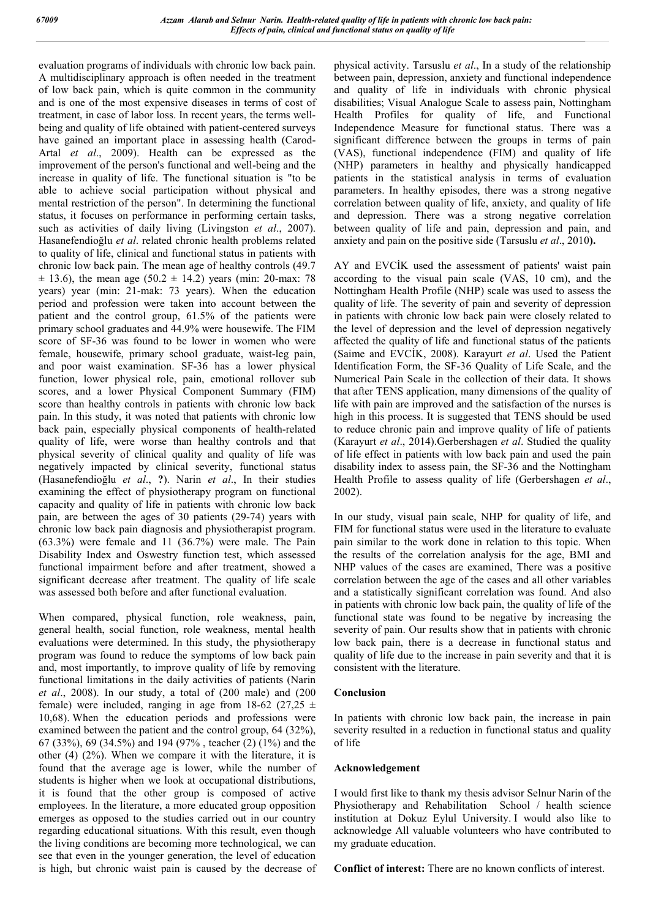evaluation programs of individuals with chronic low back pain. A multidisciplinary approach is often needed in the treatment of low back pain, which is quite common in the community and is one of the most expensive diseases in terms of cost of treatment, in case of labor loss. In recent years, the terms well-being and quality of life obtained with patient-centered surveys have gained an important place in assessing health (Carod-Artal *et al*., 2009). Health can be expressed as the improvement of the person's functional and well-being and the increase in quality of life. The functional situation is "to be able to achieve social participation without physical and mental restriction of the person". In determining the functional status, it focuses on performance in performing certain tasks, such as activities of daily living (Livingston *et al*., 2007). Hasanefendioğlu *et al*. related chronic health problems related to quality of life, clinical and functional status in patients with chronic low back pain. The mean age of healthy controls (49.7 ± 13.6), the mean age (50.2 ± 14.2) years (min: 20-max: 78 years) year (min: 21-mak: 73 years). When the education period and profession were taken into account between the patient and the control group, 61.5% of the patients were primary school graduates and 44.9% were housewife. The FIM score of SF-36 was found to be lower in women who were female, housewife, primary school graduate, waist-leg pain, and poor waist examination. SF-36 has a lower physical function, lower physical role, pain, emotional rollover sub scores, and a lower Physical Component Summary (FIM) score than healthy controls in patients with chronic low back pain. In this study, it was noted that patients with chronic low back pain, especially physical components of health-related quality of life, were worse than healthy controls and that physical severity of clinical quality and quality of life was negatively impacted by clinical severity, functional status (Hasanefendioğlu *et al*., **?**). Narin *et al*., In their studies examining the effect of physiotherapy program on functional capacity and quality of life in patients with chronic low back pain, are between the ages of 30 patients (29-74) years with chronic low back pain diagnosis and physiotherapist program. (63.3%) were female and 11 (36.7%) were male. The Pain Disability Index and Oswestry function test, which assessed functional impairment before and after treatment, showed a significant decrease after treatment. The quality of life scale was assessed both before and after functional evaluation.

When compared, physical function, role weakness, pain, general health, social function, role weakness, mental health evaluations were determined. In this study, the physiotherapy program was found to reduce the symptoms of low back pain and, most importantly, to improve quality of life by removing functional limitations in the daily activities of patients (Narin *et al*., 2008). In our study, a total of (200 male) and (200 female) were included, ranging in age from 18-62 (27,25 ± 10,68). When the education periods and professions were examined between the patient and the control group, 64 (32%), 67 (33%), 69 (34.5%) and 194 (97% , teacher (2) (1%) and the other (4) (2%). When we compare it with the literature, it is found that the average age is lower, while the number of students is higher when we look at occupational distributions, it is found that the other group is composed of active employees. In the literature, a more educated group opposition emerges as opposed to the studies carried out in our country regarding educational situations. With this result, even though the living conditions are becoming more technological, we can see that even in the younger generation, the level of education is high, but chronic waist pain is caused by the decrease of physical activity. Tarsuslu *et al*., In a study of the relationship between pain, depression, anxiety and functional independence and quality of life in individuals with chronic physical disabilities; Visual Analogue Scale to assess pain, Nottingham Health Profiles for quality of life, and Functional Independence Measure for functional status. There was a significant difference between the groups in terms of pain (VAS), functional independence (FIM) and quality of life (NHP) parameters in healthy and physically handicapped patients in the statistical analysis in terms of evaluation parameters. In healthy episodes, there was a strong negative correlation between quality of life, anxiety, and quality of life and depression. There was a strong negative correlation between quality of life and pain, depression and pain, and anxiety and pain on the positive side (Tarsuslu *et al*., 2010**).**

AY and EVCİK used the assessment of patients' waist pain according to the visual pain scale (VAS, 10 cm), and the Nottingham Health Profile (NHP) scale was used to assess the quality of life. The severity of pain and severity of depression in patients with chronic low back pain were closely related to the level of depression and the level of depression negatively affected the quality of life and functional status of the patients (Saime and EVCİK, 2008). Karayurt *et al*. Used the Patient Identification Form, the SF-36 Quality of Life Scale, and the Numerical Pain Scale in the collection of their data. It shows that after TENS application, many dimensions of the quality of life with pain are improved and the satisfaction of the nurses is high in this process. It is suggested that TENS should be used to reduce chronic pain and improve quality of life of patients (Karayurt *et al*., 2014).Gerbershagen *et al*. Studied the quality of life effect in patients with low back pain and used the pain disability index to assess pain, the SF-36 and the Nottingham Health Profile to assess quality of life (Gerbershagen *et al*., 2002).

In our study, visual pain scale, NHP for quality of life, and FIM for functional status were used in the literature to evaluate pain similar to the work done in relation to this topic. When the results of the correlation analysis for the age, BMI and NHP values of the cases are examined, There was a positive correlation between the age of the cases and all other variables and a statistically significant correlation was found. And also in patients with chronic low back pain, the quality of life of the functional state was found to be negative by increasing the severity of pain. Our results show that in patients with chronic low back pain, there is a decrease in functional status and quality of life due to the increase in pain severity and that it is consistent with the literature.

## Conclusion

In patients with chronic low back pain, the increase in pain severity resulted in a reduction in functional status and quality of life

## Acknowledgement

I would first like to thank my thesis advisor Selnur Narin of the Physiotherapy and Rehabilitation School / health science institution at Dokuz Eylul University. I would also like to acknowledge All valuable volunteers who have contributed to my graduate education.

**Conflict of interest:** There are no known conflicts of interest.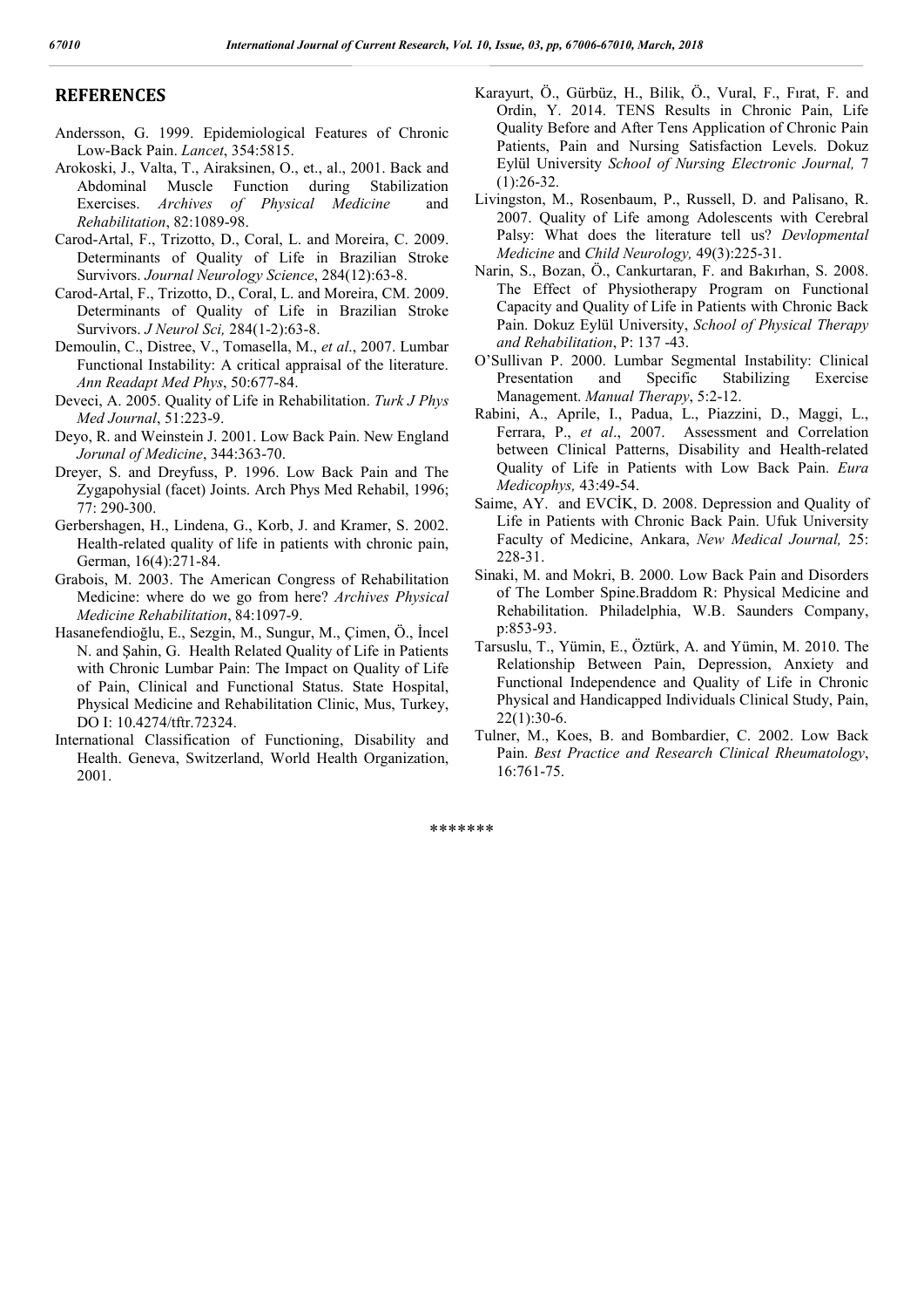## REFERENCES

Andersson, G. 1999. Epidemiological Features of Chronic Low-Back Pain. *Lancet*, 354:5815.

Arokoski, J., Valta, T., Airaksinen, O., et., al., 2001. Back and Abdominal Muscle Function during Stabilization Exercises. *Archives of Physical Medicine* and *Rehabilitation*, 82:1089-98.

Carod-Artal, F., Trizotto, D., Coral, L. and Moreira, C. 2009. Determinants of Quality of Life in Brazilian Stroke Survivors. *Journal Neurology Science*, 284(12):63-8.

Carod-Artal, F., Trizotto, D., Coral, L. and Moreira, CM. 2009. Determinants of Quality of Life in Brazilian Stroke Survivors. *J Neurol Sci,* 284(1-2):63-8.

Demoulin, C., Distree, V., Tomasella, M., *et al*., 2007. Lumbar Functional Instability: A critical appraisal of the literature. *Ann Readapt Med Phys*, 50:677-84.

Deveci, A. 2005. Quality of Life in Rehabilitation. *Turk J Phys Med Journal*, 51:223-9.

Deyo, R. and Weinstein J. 2001. Low Back Pain. New England *Jorunal of Medicine*, 344:363-70.

Dreyer, S. and Dreyfuss, P. 1996. Low Back Pain and The Zygapohysial (facet) Joints. Arch Phys Med Rehabil, 1996; 77: 290-300.

Gerbershagen, H., Lindena, G., Korb, J. and Kramer, S. 2002. Health-related quality of life in patients with chronic pain, German, 16(4):271-84.

Grabois, M. 2003. The American Congress of Rehabilitation Medicine: where do we go from here? *Archives Physical Medicine Rehabilitation*, 84:1097-9.

Hasanefendioğlu, E., Sezgin, M., Sungur, M., Çimen, Ö., İncel N. and Şahin, G. Health Related Quality of Life in Patients with Chronic Lumbar Pain: The Impact on Quality of Life of Pain, Clinical and Functional Status. State Hospital, Physical Medicine and Rehabilitation Clinic, Mus, Turkey, DO I: 10.4274/tftr.72324.

International Classification of Functioning, Disability and Health. Geneva, Switzerland, World Health Organization, 2001.

Karayurt, Ö., Gürbüz, H., Bilik, Ö., Vural, F., Fırat, F. and Ordin, Y. 2014. TENS Results in Chronic Pain, Life Quality Before and After Tens Application of Chronic Pain Patients, Pain and Nursing Satisfaction Levels. Dokuz Eylül University *School of Nursing Electronic Journal,* 7 (1):26-32.

Livingston, M., Rosenbaum, P., Russell, D. and Palisano, R. 2007. Quality of Life among Adolescents with Cerebral Palsy: What does the literature tell us? *Devlopmental Medicine* and *Child Neurology,* 49(3):225-31.

Narin, S., Bozan, Ö., Cankurtaran, F. and Bakırhan, S. 2008. The Effect of Physiotherapy Program on Functional Capacity and Quality of Life in Patients with Chronic Back Pain. Dokuz Eylül University, *School of Physical Therapy and Rehabilitation*, P: 137 -43.

O'Sullivan P. 2000. Lumbar Segmental Instability: Clinical Presentation and Specific Stabilizing Exercise Management. *Manual Therapy*, 5:2-12.

Rabini, A., Aprile, I., Padua, L., Piazzini, D., Maggi, L., Ferrara, P., *et al*., 2007. Assessment and Correlation between Clinical Patterns, Disability and Health-related Quality of Life in Patients with Low Back Pain. *Eura Medicophys,* 43:49-54.

Saime, AY. and EVCİK, D. 2008. Depression and Quality of Life in Patients with Chronic Back Pain. Ufuk University Faculty of Medicine, Ankara, *New Medical Journal,* 25: 228-31.

Sinaki, M. and Mokri, B. 2000. Low Back Pain and Disorders of The Lomber Spine.Braddom R: Physical Medicine and Rehabilitation. Philadelphia, W.B. Saunders Company, p:853-93.

Tarsuslu, T., Yümin, E., Öztürk, A. and Yümin, M. 2010. The Relationship Between Pain, Depression, Anxiety and Functional Independence and Quality of Life in Chronic Physical and Handicapped Individuals Clinical Study, Pain, 22(1):30-6.

Tulner, M., Koes, B. and Bombardier, C. 2002. Low Back Pain. *Best Practice and Research Clinical Rheumatology*, 16:761-75.

*******